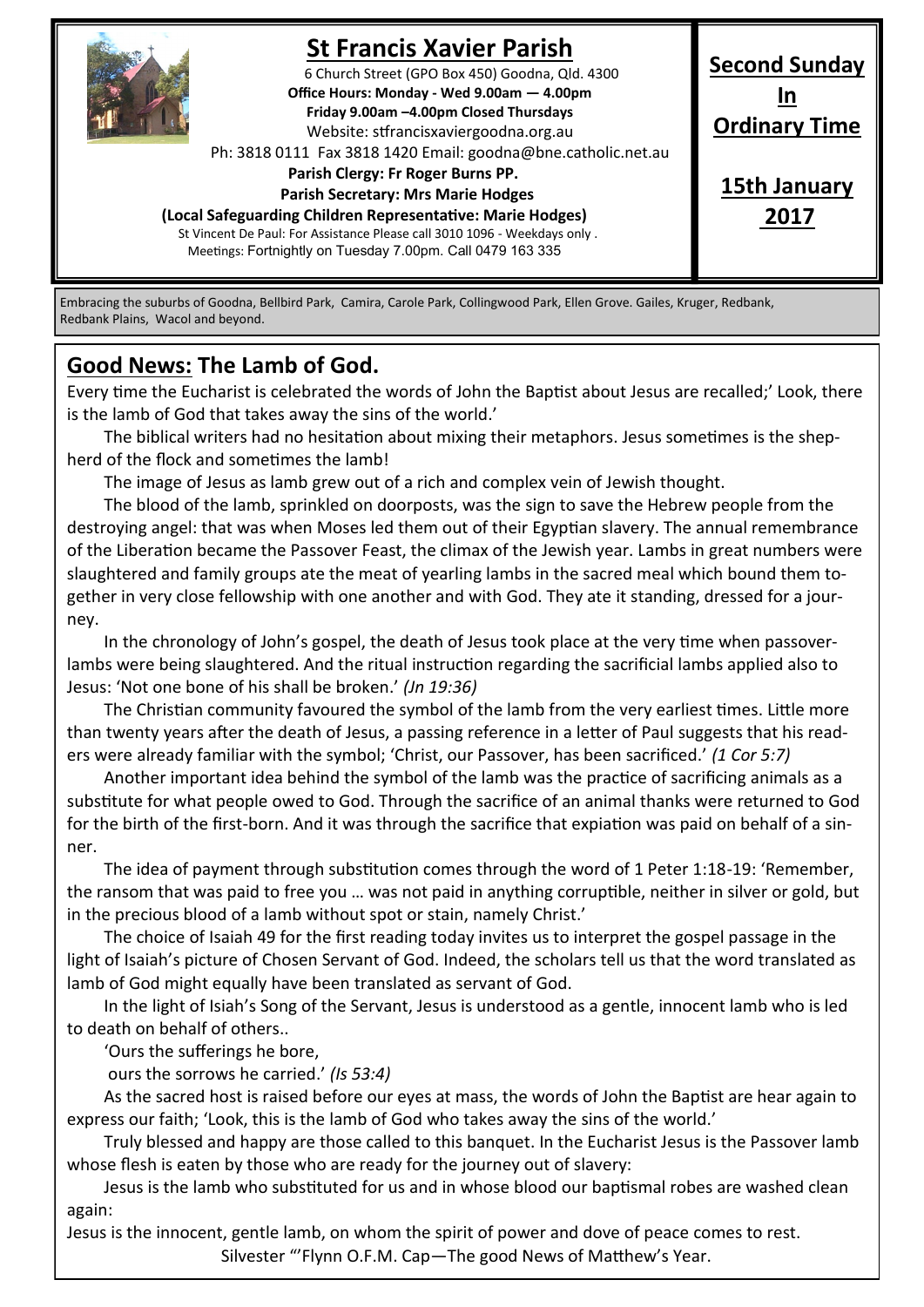# St Francis Xavier Parish

6 Church Street (GPO Box 450) Goodna, Qld. 4300

**Office Hours: Monday - Wed 9.00am — 4.00pm**

**Friday 9.00am –4.00pm Closed Thursdays**

Website: stfrancisxaviergoodna.org.au

Ph: 3818 0111 Fax 3818 1420 Email: goodna@bne.catholic.net.au

**Parish Clergy: Fr Roger Burns PP.**

**Parish Secretary: Mrs Marie Hodges**

**(Local Safeguarding Children Representative: Marie Hodges)**

St Vincent De Paul: For Assistance Please call 3010 1096 - Weekdays only .

Meetings: Fortnightly on Tuesday 7.00pm. Call 0479 163 335

**Second Sunday In Ordinary Time**

**15th January 2017**

Embracing the suburbs of Goodna, Bellbird Park, Camira, Carole Park, Collingwood Park, Ellen Grove. Gailes, Kruger, Redbank, Redbank Plains, Wacol and beyond.

## Good News: The Lamb of God.

Every time the Eucharist is celebrated the words of John the Baptist about Jesus are recalled;' Look, there is the lamb of God that takes away the sins of the world.'

The biblical writers had no hesitation about mixing their metaphors. Jesus sometimes is the shepherd of the flock and sometimes the lamb!

The image of Jesus as lamb grew out of a rich and complex vein of Jewish thought.

The blood of the lamb, sprinkled on doorposts, was the sign to save the Hebrew people from the destroying angel: that was when Moses led them out of their Egyptian slavery. The annual remembrance of the Liberation became the Passover Feast, the climax of the Jewish year. Lambs in great numbers were slaughtered and family groups ate the meat of yearling lambs in the sacred meal which bound them together in very close fellowship with one another and with God. They ate it standing, dressed for a journey.

In the chronology of John's gospel, the death of Jesus took place at the very time when passover-lambs were being slaughtered. And the ritual instruction regarding the sacrificial lambs applied also to Jesus: 'Not one bone of his shall be broken.' *(Jn 19:36)*

The Christian community favoured the symbol of the lamb from the very earliest times. Little more than twenty years after the death of Jesus, a passing reference in a letter of Paul suggests that his readers were already familiar with the symbol; 'Christ, our Passover, has been sacrificed.' *(1 Cor 5:7)*

Another important idea behind the symbol of the lamb was the practice of sacrificing animals as a substitute for what people owed to God. Through the sacrifice of an animal thanks were returned to God for the birth of the first-born. And it was through the sacrifice that expiation was paid on behalf of a sinner.

The idea of payment through substitution comes through the word of 1 Peter 1:18-19: 'Remember, the ransom that was paid to free you … was not paid in anything corruptible, neither in silver or gold, but in the precious blood of a lamb without spot or stain, namely Christ.'

The choice of Isaiah 49 for the first reading today invites us to interpret the gospel passage in the light of Isaiah's picture of Chosen Servant of God. Indeed, the scholars tell us that the word translated as lamb of God might equally have been translated as servant of God.

In the light of Isiah's Song of the Servant, Jesus is understood as a gentle, innocent lamb who is led to death on behalf of others..

'Ours the sufferings he bore,

ours the sorrows he carried.' *(Is 53:4)*

As the sacred host is raised before our eyes at mass, the words of John the Baptist are hear again to express our faith; 'Look, this is the lamb of God who takes away the sins of the world.'

Truly blessed and happy are those called to this banquet. In the Eucharist Jesus is the Passover lamb whose flesh is eaten by those who are ready for the journey out of slavery:

Jesus is the lamb who substituted for us and in whose blood our baptismal robes are washed clean again:

Jesus is the innocent, gentle lamb, on whom the spirit of power and dove of peace comes to rest.

Silvester "'Flynn O.F.M. Cap—The good News of Matthew's Year.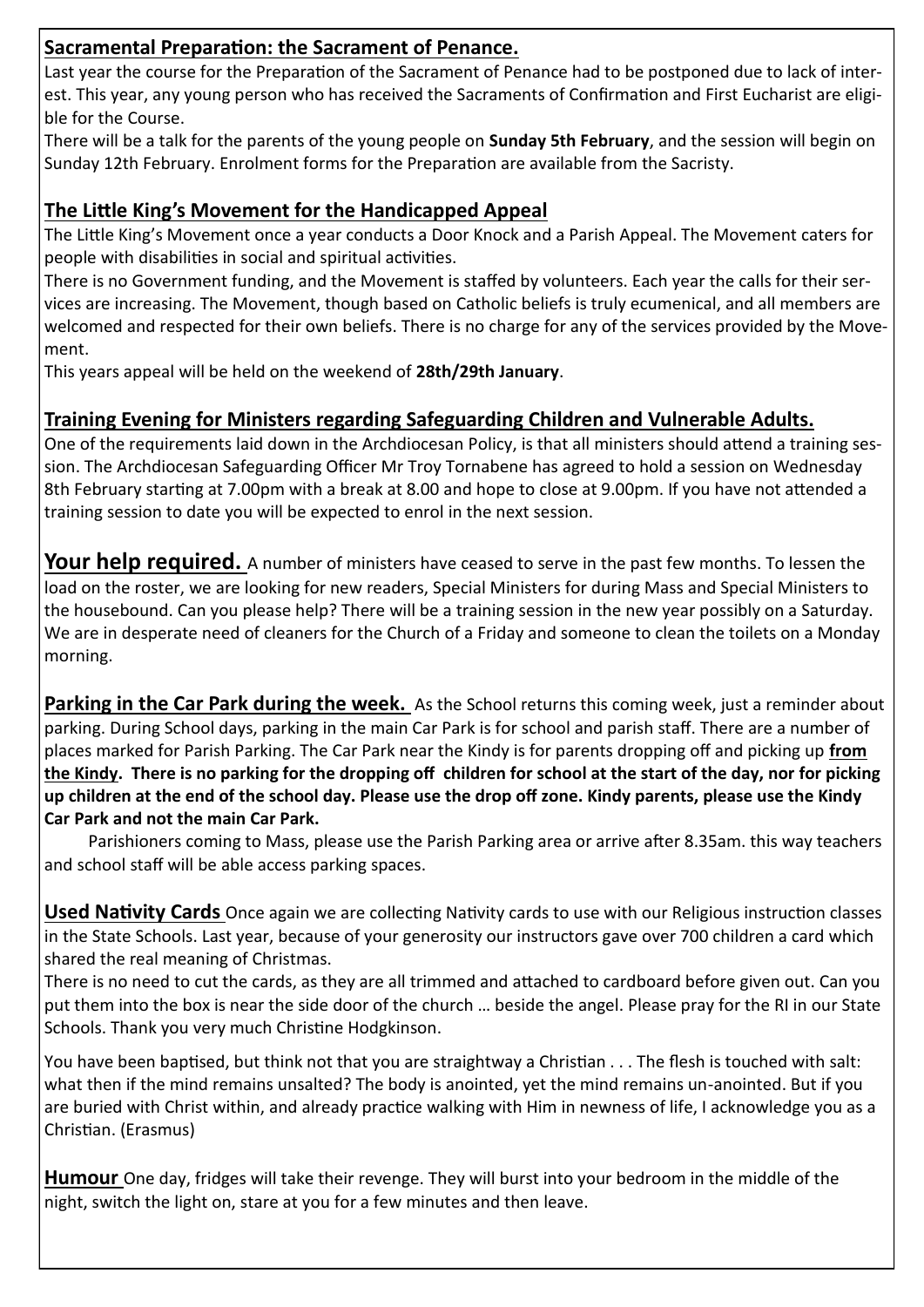## Sacramental Preparation: the Sacrament of Penance.

Last year the course for the Preparation of the Sacrament of Penance had to be postponed due to lack of interest. This year, any young person who has received the Sacraments of Confirmation and First Eucharist are eligible for the Course.

There will be a talk for the parents of the young people on **Sunday 5th February**, and the session will begin on Sunday 12th February. Enrolment forms for the Preparation are available from the Sacristy.

## The Little King's Movement for the Handicapped Appeal

The Little King's Movement once a year conducts a Door Knock and a Parish Appeal. The Movement caters for people with disabilities in social and spiritual activities.

There is no Government funding, and the Movement is staffed by volunteers. Each year the calls for their services are increasing. The Movement, though based on Catholic beliefs is truly ecumenical, and all members are welcomed and respected for their own beliefs. There is no charge for any of the services provided by the Movement.

This years appeal will be held on the weekend of **28th/29th January**.

## Training Evening for Ministers regarding Safeguarding Children and Vulnerable Adults.

One of the requirements laid down in the Archdiocesan Policy, is that all ministers should attend a training session. The Archdiocesan Safeguarding Officer Mr Troy Tornabene has agreed to hold a session on Wednesday 8th February starting at 7.00pm with a break at 8.00 and hope to close at 9.00pm. If you have not attended a training session to date you will be expected to enrol in the next session.

**Your help required.** A number of ministers have ceased to serve in the past few months. To lessen the load on the roster, we are looking for new readers, Special Ministers for during Mass and Special Ministers to the housebound. Can you please help? There will be a training session in the new year possibly on a Saturday. We are in desperate need of cleaners for the Church of a Friday and someone to clean the toilets on a Monday morning.

**Parking in the Car Park during the week.** As the School returns this coming week, just a reminder about parking. During School days, parking in the main Car Park is for school and parish staff. There are a number of places marked for Parish Parking. The Car Park near the Kindy is for parents dropping off and picking up **from the Kindy. There is no parking for the dropping off children for school at the start of the day, nor for picking up children at the end of the school day. Please use the drop off zone. Kindy parents, please use the Kindy Car Park and not the main Car Park.**

Parishioners coming to Mass, please use the Parish Parking area or arrive after 8.35am. this way teachers and school staff will be able access parking spaces.

**Used Nativity Cards** Once again we are collecting Nativity cards to use with our Religious instruction classes in the State Schools. Last year, because of your generosity our instructors gave over 700 children a card which shared the real meaning of Christmas.

There is no need to cut the cards, as they are all trimmed and attached to cardboard before given out. Can you put them into the box is near the side door of the church … beside the angel. Please pray for the RI in our State Schools. Thank you very much Christine Hodgkinson.

You have been baptised, but think not that you are straightway a Christian . . . The flesh is touched with salt: what then if the mind remains unsalted? The body is anointed, yet the mind remains un-anointed. But if you are buried with Christ within, and already practice walking with Him in newness of life, I acknowledge you as a Christian. (Erasmus)

**Humour** One day, fridges will take their revenge. They will burst into your bedroom in the middle of the night, switch the light on, stare at you for a few minutes and then leave.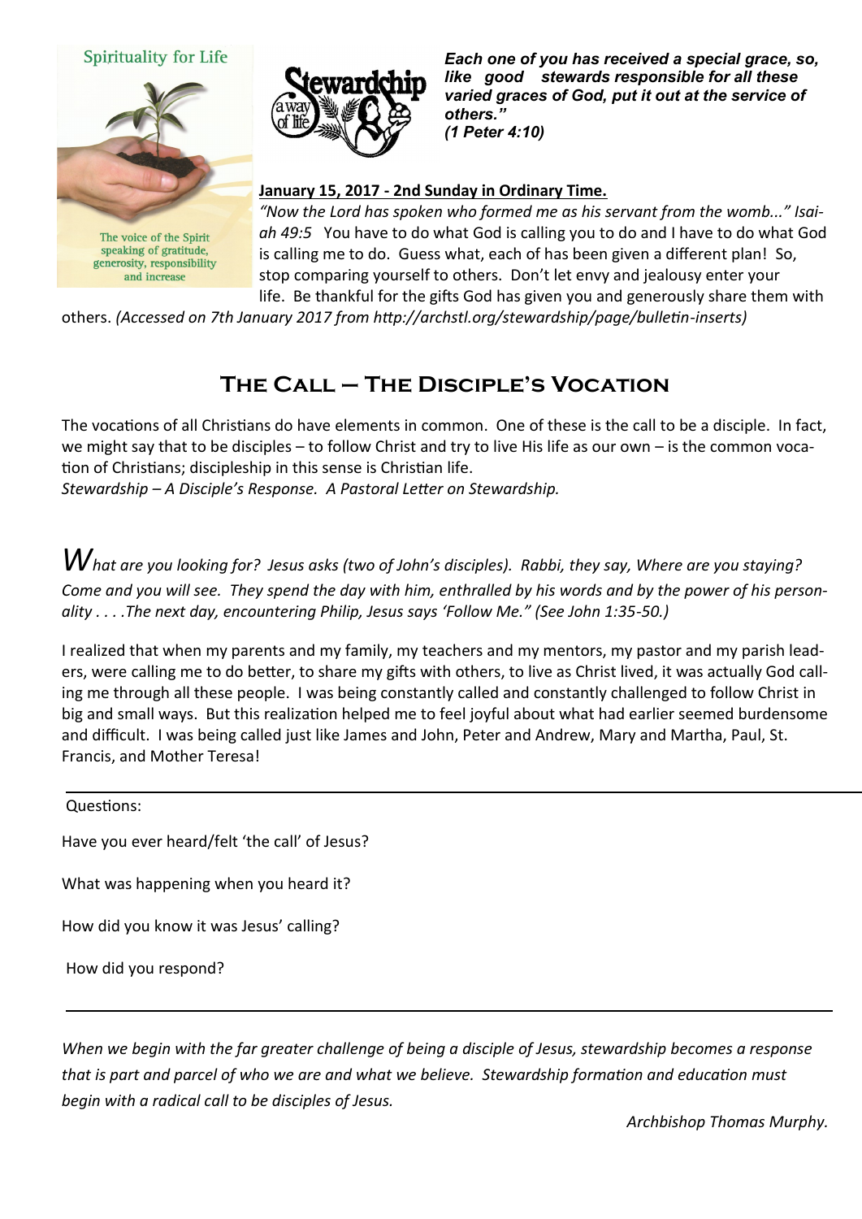Spirituality for Life

The voice of the Spirit speaking of gratitude, generosity, responsibility and increase

Stewardship a way of life

***Each one of you has received a special grace, so, like good stewards responsible for all these varied graces of God, put it out at the service of others." (1 Peter 4:10)***

**January 15, 2017 - 2nd Sunday in Ordinary Time.**

*"Now the Lord has spoken who formed me as his servant from the womb..." Isaiah 49:5* You have to do what God is calling you to do and I have to do what God is calling me to do. Guess what, each of has been given a different plan! So, stop comparing yourself to others. Don't let envy and jealousy enter your life. Be thankful for the gifts God has given you and generously share them with others. *(Accessed on 7th January 2017 from http://archstl.org/stewardship/page/bulletin-inserts)*

## The Call – The Disciple's Vocation

The vocations of all Christians do have elements in common. One of these is the call to be a disciple. In fact, we might say that to be disciples – to follow Christ and try to live His life as our own – is the common vocation of Christians; discipleship in this sense is Christian life.
*Stewardship – A Disciple's Response. A Pastoral Letter on Stewardship.*

*What are you looking for? Jesus asks (two of John's disciples). Rabbi, they say, Where are you staying? Come and you will see. They spend the day with him, enthralled by his words and by the power of his personality . . . .The next day, encountering Philip, Jesus says 'Follow Me." (See John 1:35-50.)*

I realized that when my parents and my family, my teachers and my mentors, my pastor and my parish leaders, were calling me to do better, to share my gifts with others, to live as Christ lived, it was actually God calling me through all these people. I was being constantly called and constantly challenged to follow Christ in big and small ways. But this realization helped me to feel joyful about what had earlier seemed burdensome and difficult. I was being called just like James and John, Peter and Andrew, Mary and Martha, Paul, St. Francis, and Mother Teresa!

---

Questions:

Have you ever heard/felt 'the call' of Jesus?

What was happening when you heard it?

How did you know it was Jesus' calling?

How did you respond?

---

*When we begin with the far greater challenge of being a disciple of Jesus, stewardship becomes a response that is part and parcel of who we are and what we believe. Stewardship formation and education must begin with a radical call to be disciples of Jesus.*

*Archbishop Thomas Murphy.*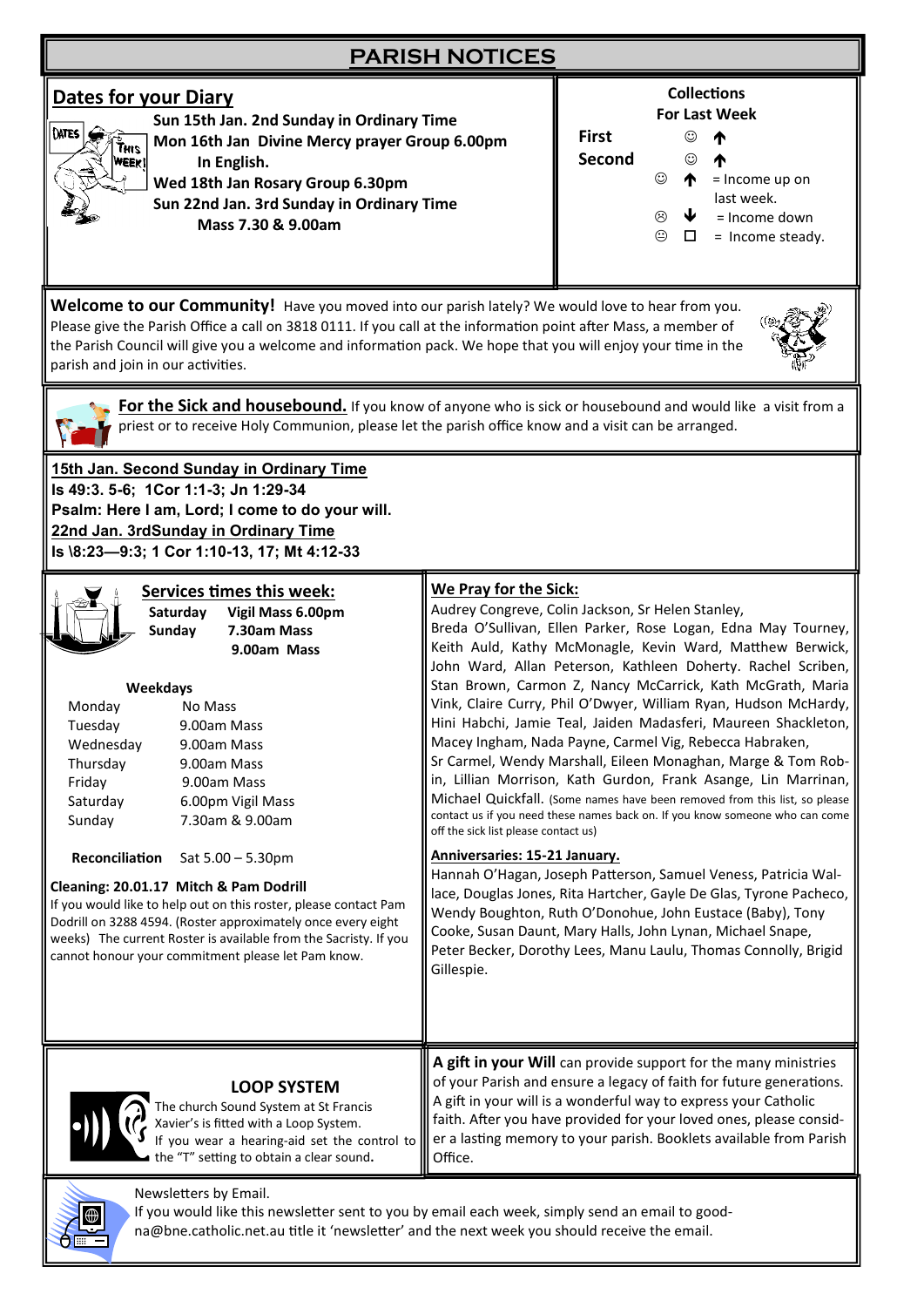# PARISH NOTICES

## Dates for your Diary

**Sun 15th Jan. 2nd Sunday in Ordinary Time**
**Mon 16th Jan Divine Mercy prayer Group 6.00pm In English.**
**Wed 18th Jan Rosary Group 6.30pm**
**Sun 22nd Jan. 3rd Sunday in Ordinary Time**
**Mass 7.30 & 9.00am**

**Collections For Last Week**

| | | |
|---|---|---|
| **First** | ☺ | ↑ |
| **Second** | ☺ | ↑ |

☺ ↑ = Income up on last week.
☹ ↓ = Income down
😐 ☐ = Income steady.

**Welcome to our Community!** Have you moved into our parish lately? We would love to hear from you. Please give the Parish Office a call on 3818 0111. If you call at the information point after Mass, a member of the Parish Council will give you a welcome and information pack. We hope that you will enjoy your time in the parish and join in our activities.

**For the Sick and housebound.** If you know of anyone who is sick or housebound and would like a visit from a priest or to receive Holy Communion, please let the parish office know and a visit can be arranged.

**15th Jan. Second Sunday in Ordinary Time**
**Is 49:3. 5-6; 1Cor 1:1-3; Jn 1:29-34**
**Psalm: Here I am, Lord; I come to do your will.**
**22nd Jan. 3rdSunday in Ordinary Time**
**Is \8:23—9:3; 1 Cor 1:10-13, 17; Mt 4:12-33**

## Services times this week:

| | |
|---|---|
| **Saturday** | **Vigil Mass 6.00pm** |
| **Sunday** | **7.30am Mass** |
| | **9.00am Mass** |

**Weekdays**

| | |
|---|---|
| Monday | No Mass |
| Tuesday | 9.00am Mass |
| Wednesday | 9.00am Mass |
| Thursday | 9.00am Mass |
| Friday | 9.00am Mass |
| Saturday | 6.00pm Vigil Mass |
| Sunday | 7.30am & 9.00am |

**Reconciliation** Sat 5.00 – 5.30pm

**Cleaning: 20.01.17 Mitch & Pam Dodrill**
If you would like to help out on this roster, please contact Pam Dodrill on 3288 4594. (Roster approximately once every eight weeks) The current Roster is available from the Sacristy. If you cannot honour your commitment please let Pam know.

## We Pray for the Sick:

Audrey Congreve, Colin Jackson, Sr Helen Stanley,
Breda O'Sullivan, Ellen Parker, Rose Logan, Edna May Tourney, Keith Auld, Kathy McMonagle, Kevin Ward, Matthew Berwick, John Ward, Allan Peterson, Kathleen Doherty. Rachel Scriben, Stan Brown, Carmon Z, Nancy McCarrick, Kath McGrath, Maria Vink, Claire Curry, Phil O'Dwyer, William Ryan, Hudson McHardy, Hini Habchi, Jamie Teal, Jaiden Madasferi, Maureen Shackleton, Macey Ingham, Nada Payne, Carmel Vig, Rebecca Habraken,
Sr Carmel, Wendy Marshall, Eileen Monaghan, Marge & Tom Robin, Lillian Morrison, Kath Gurdon, Frank Asange, Lin Marrinan, Michael Quickfall. (Some names have been removed from this list, so please contact us if you need these names back on. If you know someone who can come off the sick list please contact us)

## Anniversaries: 15-21 January.

Hannah O'Hagan, Joseph Patterson, Samuel Veness, Patricia Wallace, Douglas Jones, Rita Hartcher, Gayle De Glas, Tyrone Pacheco, Wendy Boughton, Ruth O'Donohue, John Eustace (Baby), Tony Cooke, Susan Daunt, Mary Halls, John Lynan, Michael Snape, Peter Becker, Dorothy Lees, Manu Laulu, Thomas Connolly, Brigid Gillespie.

## LOOP SYSTEM

The church Sound System at St Francis Xavier's is fitted with a Loop System.
If you wear a hearing-aid set the control to the "T" setting to obtain a clear sound**.**

**A gift in your Will** can provide support for the many ministries of your Parish and ensure a legacy of faith for future generations. A gift in your will is a wonderful way to express your Catholic faith. After you have provided for your loved ones, please consider a lasting memory to your parish. Booklets available from Parish Office.

Newsletters by Email.
If you would like this newsletter sent to you by email each week, simply send an email to goodna@bne.catholic.net.au title it 'newsletter' and the next week you should receive the email.